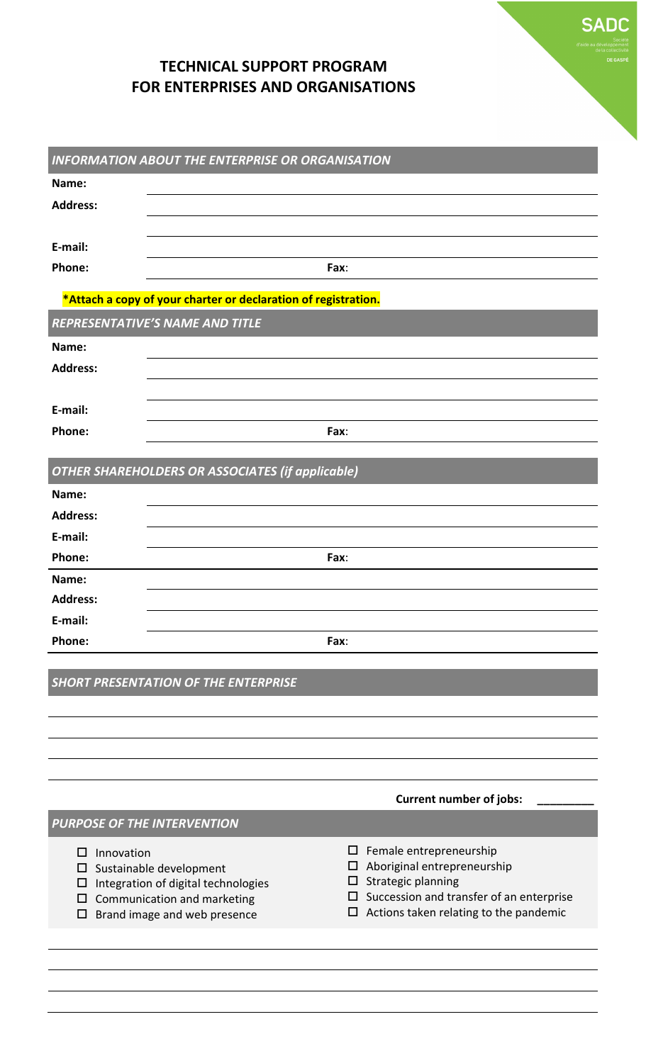SADC
Société d'aide au développement de la collectivité DE GASPÉ

# TECHNICAL SUPPORT PROGRAM FOR ENTERPRISES AND ORGANISATIONS

## *INFORMATION ABOUT THE ENTERPRISE OR ORGANISATION*

**Name:** 

**Address:** 

**E-mail:** 

**Phone:** **Fax**:

**\*Attach a copy of your charter or declaration of registration.**

## *REPRESENTATIVE'S NAME AND TITLE*

**Name:** 

**Address:** 

**E-mail:** 

**Phone:** **Fax**:

## *OTHER SHAREHOLDERS OR ASSOCIATES (if applicable)*

**Name:** 

**Address:** 

**E-mail:** 

**Phone:** **Fax**:

**Name:** 

**Address:** 

**E-mail:** 

**Phone:** **Fax**:

## *SHORT PRESENTATION OF THE ENTERPRISE*

**Current number of jobs:** _________

## *PURPOSE OF THE INTERVENTION*

- ☐ Innovation
- ☐ Sustainable development
- ☐ Integration of digital technologies
- ☐ Communication and marketing
- ☐ Brand image and web presence
- ☐ Female entrepreneurship
- ☐ Aboriginal entrepreneurship
- ☐ Strategic planning
- ☐ Succession and transfer of an enterprise
- ☐ Actions taken relating to the pandemic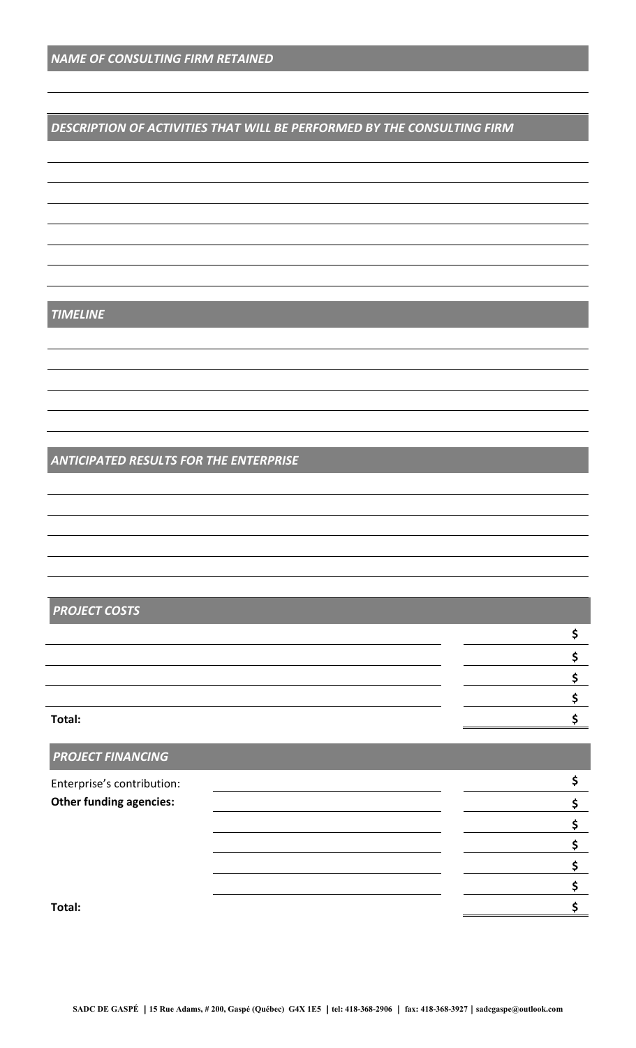## *NAME OF CONSULTING FIRM RETAINED*

## *DESCRIPTION OF ACTIVITIES THAT WILL BE PERFORMED BY THE CONSULTING FIRM*

## *TIMELINE*

## *ANTICIPATED RESULTS FOR THE ENTERPRISE*

## *PROJECT COSTS*

| | |
|---|---|
| | $ |
| | $ |
| | $ |
| | $ |
| **Total:** | $ |

## *PROJECT FINANCING*

| | | |
|---|---|---|
| Enterprise's contribution: | | $ |
| **Other funding agencies:** | | $ |
| | | $ |
| | | $ |
| | | $ |
| | | $ |
| **Total:** | | $ |

SADC DE GASPÉ | 15 Rue Adams, # 200, Gaspé (Québec) G4X 1E5 | tel: 418-368-2906 | fax: 418-368-3927 | sadcgaspe@outlook.com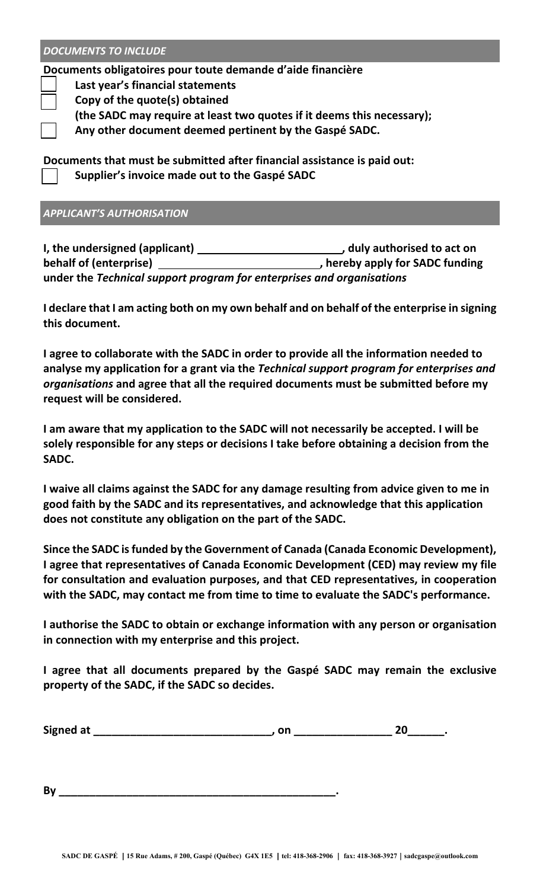## *DOCUMENTS TO INCLUDE*

**Documents obligatoires pour toute demande d'aide financière**

- [ ] **Last year's financial statements**
- [ ] **Copy of the quote(s) obtained (the SADC may require at least two quotes if it deems this necessary);**
- [ ] **Any other document deemed pertinent by the Gaspé SADC.**

**Documents that must be submitted after financial assistance is paid out:**

- [ ] **Supplier's invoice made out to the Gaspé SADC**

## *APPLICANT'S AUTHORISATION*

**I, the undersigned (applicant) ________________________, duly authorised to act on behalf of (enterprise) ___________________________, hereby apply for SADC funding under the *Technical support program for enterprises and organisations***

**I declare that I am acting both on my own behalf and on behalf of the enterprise in signing this document.**

**I agree to collaborate with the SADC in order to provide all the information needed to analyse my application for a grant via the *Technical support program for enterprises and organisations* and agree that all the required documents must be submitted before my request will be considered.**

**I am aware that my application to the SADC will not necessarily be accepted. I will be solely responsible for any steps or decisions I take before obtaining a decision from the SADC.**

**I waive all claims against the SADC for any damage resulting from advice given to me in good faith by the SADC and its representatives, and acknowledge that this application does not constitute any obligation on the part of the SADC.**

**Since the SADC is funded by the Government of Canada (Canada Economic Development), I agree that representatives of Canada Economic Development (CED) may review my file for consultation and evaluation purposes, and that CED representatives, in cooperation with the SADC, may contact me from time to time to evaluate the SADC's performance.**

**I authorise the SADC to obtain or exchange information with any person or organisation in connection with my enterprise and this project.**

**I agree that all documents prepared by the Gaspé SADC may remain the exclusive property of the SADC, if the SADC so decides.**

**Signed at ____________________________, on ________________ 20______.**

**By ____________________________________________.**

SADC DE GASPÉ | 15 Rue Adams, # 200, Gaspé (Québec) G4X 1E5 | tel: 418-368-2906 | fax: 418-368-3927 | sadcgaspe@outlook.com